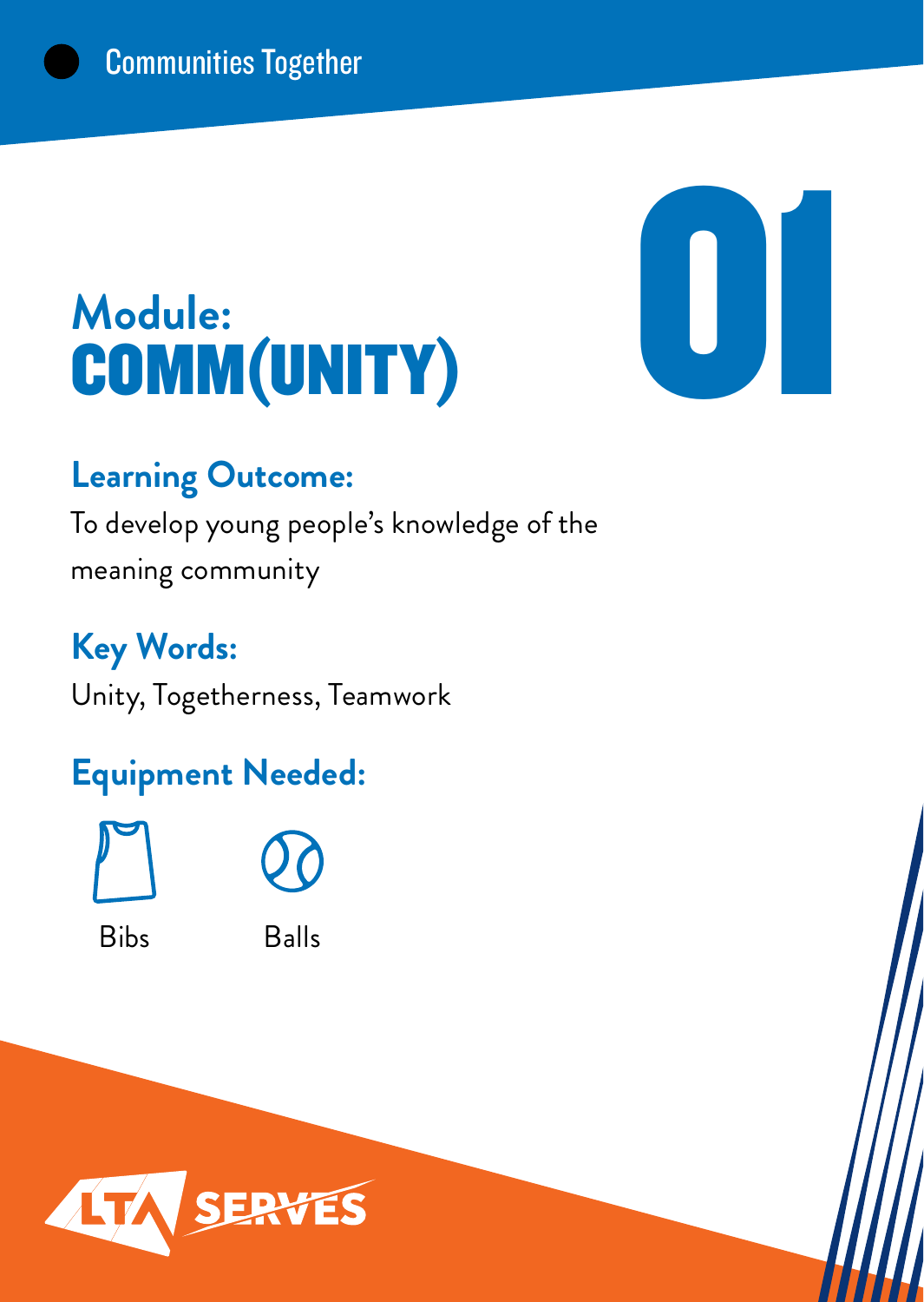Communities Together

# Module: COMM(UNITY)

01

## Learning Outcome:

To develop young people's knowledge of the meaning community

## Key Words:

Unity, Togetherness, Teamwork

## Equipment Needed:

Bibs

Balls

LTA SERVES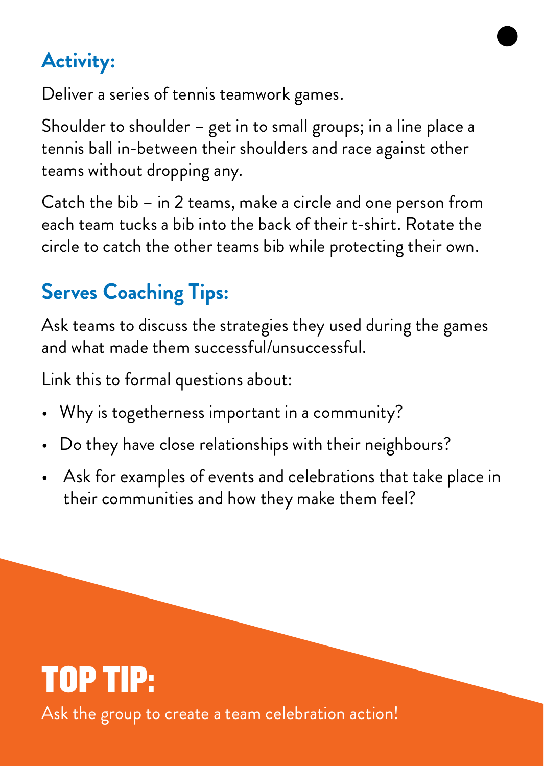## Activity:

Deliver a series of tennis teamwork games.

Shoulder to shoulder – get in to small groups; in a line place a tennis ball in-between their shoulders and race against other teams without dropping any.

Catch the bib – in 2 teams, make a circle and one person from each team tucks a bib into the back of their t-shirt. Rotate the circle to catch the other teams bib while protecting their own.

## Serves Coaching Tips:

Ask teams to discuss the strategies they used during the games and what made them successful/unsuccessful.

Link this to formal questions about:

- Why is togetherness important in a community?
- Do they have close relationships with their neighbours?
- Ask for examples of events and celebrations that take place in their communities and how they make them feel?

# TOP TIP:

Ask the group to create a team celebration action!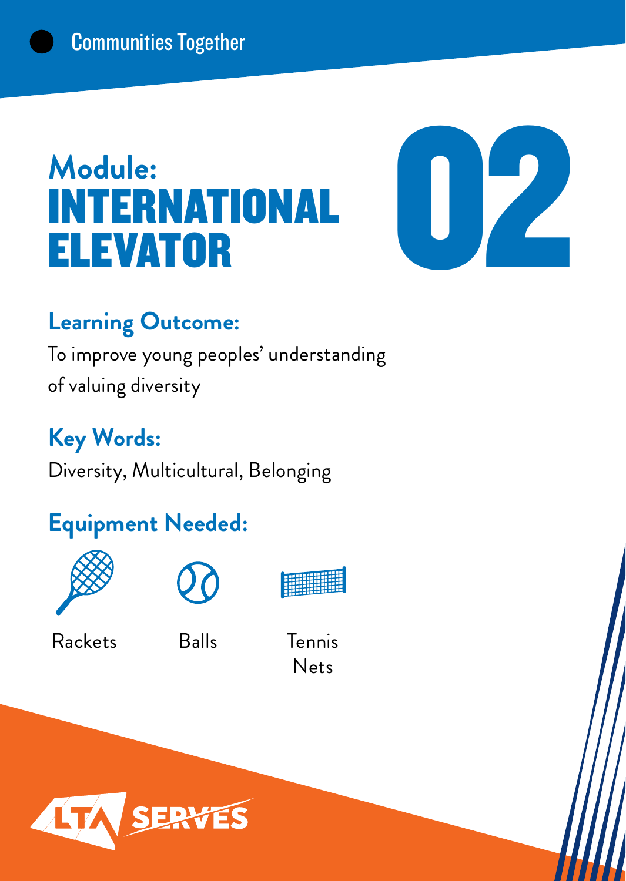Communities Together

# Module: INTERNATIONAL ELEVATOR

# 02

## Learning Outcome:

To improve young peoples' understanding of valuing diversity

## Key Words:

Diversity, Multicultural, Belonging

## Equipment Needed:

- Rackets
- Balls
- Tennis Nets

LTA SERVES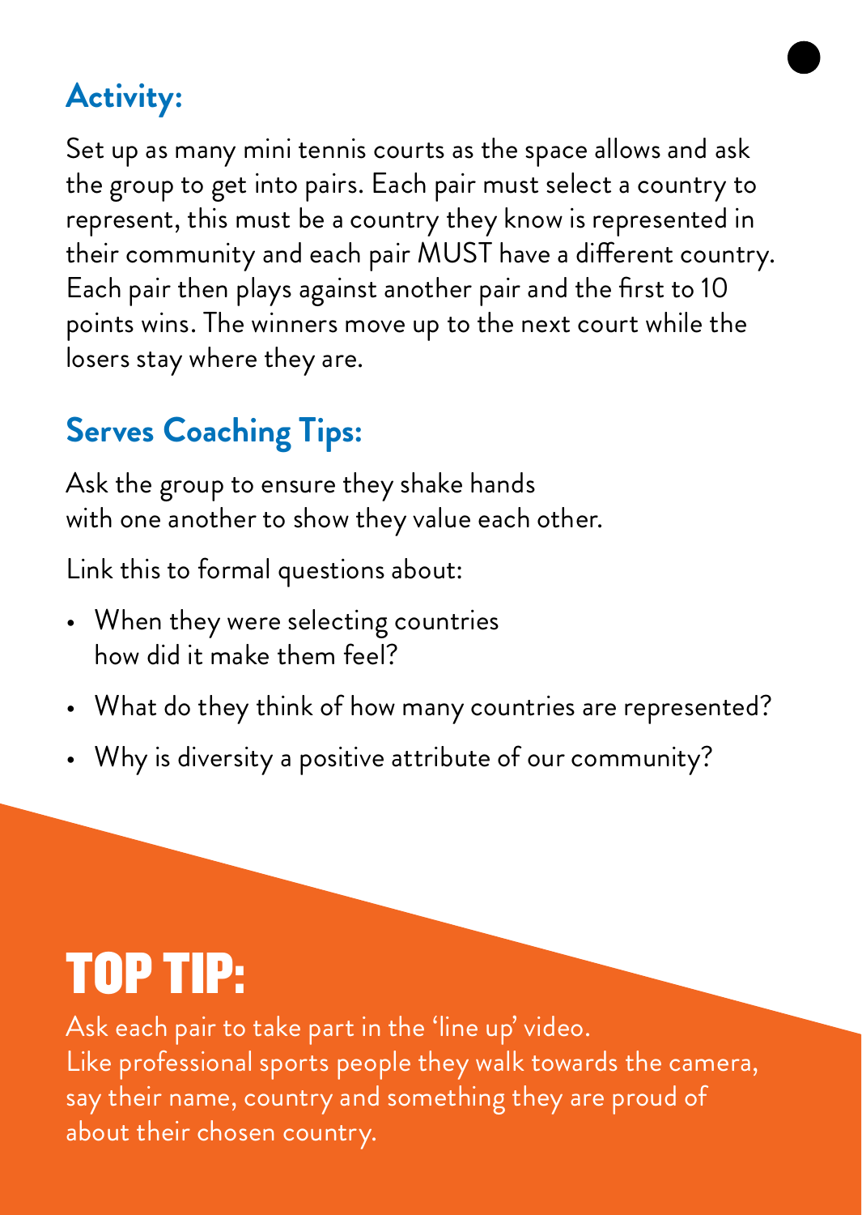## Activity:

Set up as many mini tennis courts as the space allows and ask the group to get into pairs. Each pair must select a country to represent, this must be a country they know is represented in their community and each pair MUST have a different country. Each pair then plays against another pair and the first to 10 points wins. The winners move up to the next court while the losers stay where they are.

## Serves Coaching Tips:

Ask the group to ensure they shake hands with one another to show they value each other.

Link this to formal questions about:

- When they were selecting countries how did it make them feel?
- What do they think of how many countries are represented?
- Why is diversity a positive attribute of our community?

# TOP TIP:

Ask each pair to take part in the 'line up' video. Like professional sports people they walk towards the camera, say their name, country and something they are proud of about their chosen country.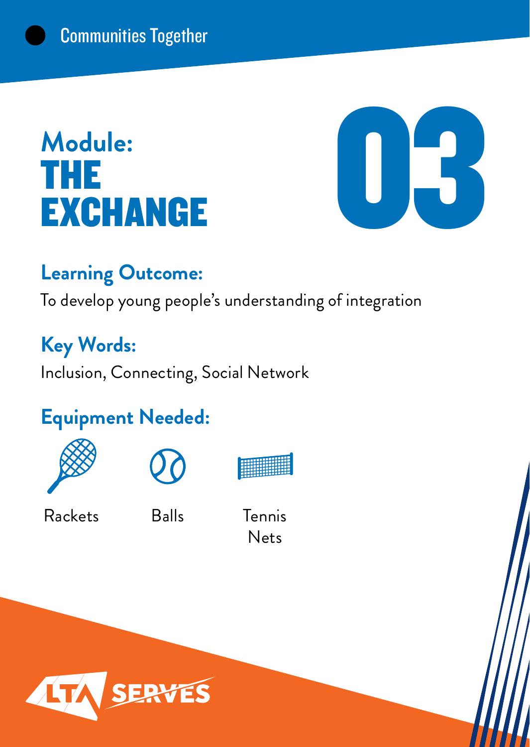Communities Together

# Module: THE EXCHANGE

03

## Learning Outcome:

To develop young people's understanding of integration

## Key Words:

Inclusion, Connecting, Social Network

## Equipment Needed:

- Rackets
- Balls
- Tennis Nets

LTA SERVES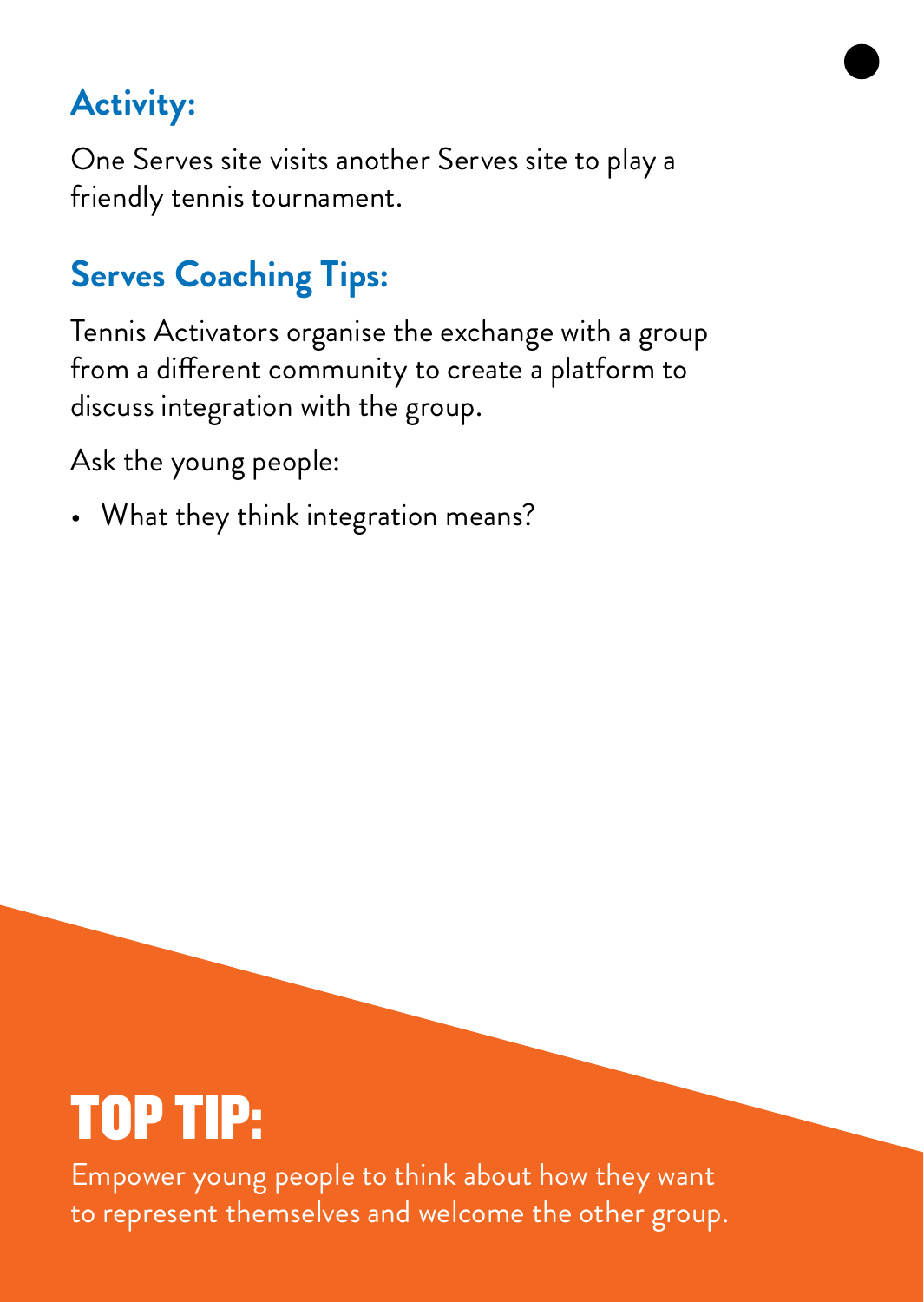## Activity:

One Serves site visits another Serves site to play a friendly tennis tournament.

## Serves Coaching Tips:

Tennis Activators organise the exchange with a group from a different community to create a platform to discuss integration with the group.

Ask the young people:

- What they think integration means?

# TOP TIP:

Empower young people to think about how they want to represent themselves and welcome the other group.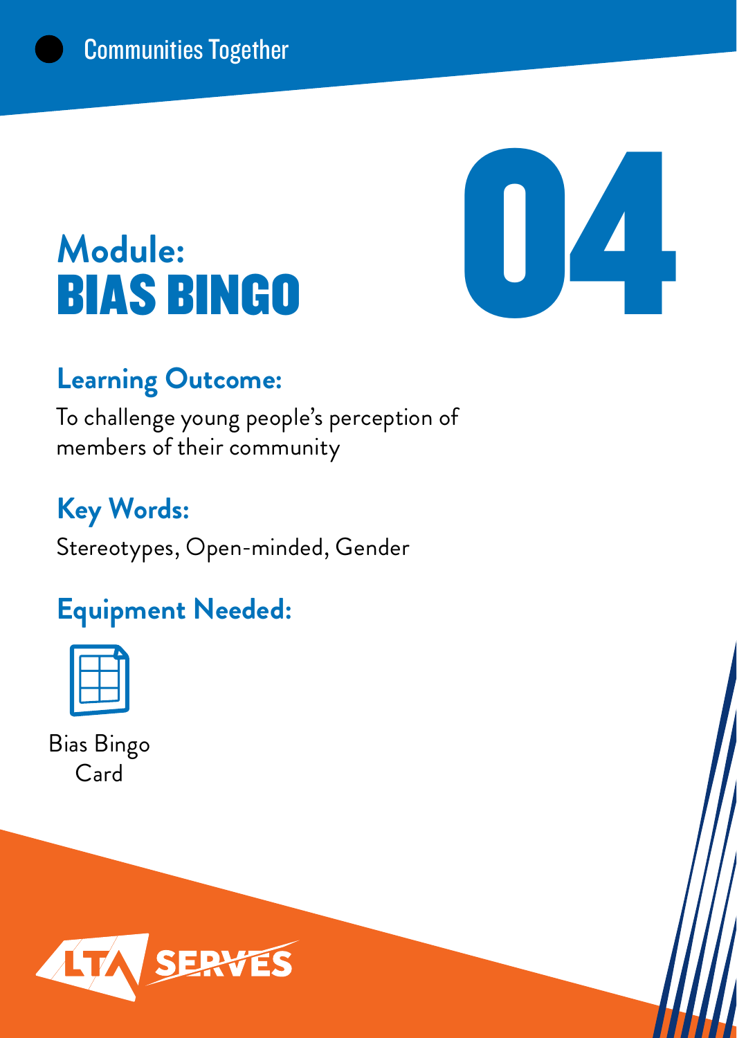# Module: BIAS BINGO

04

## Learning Outcome:

To challenge young people's perception of members of their community

## Key Words:

Stereotypes, Open-minded, Gender

## Equipment Needed:

Bias Bingo Card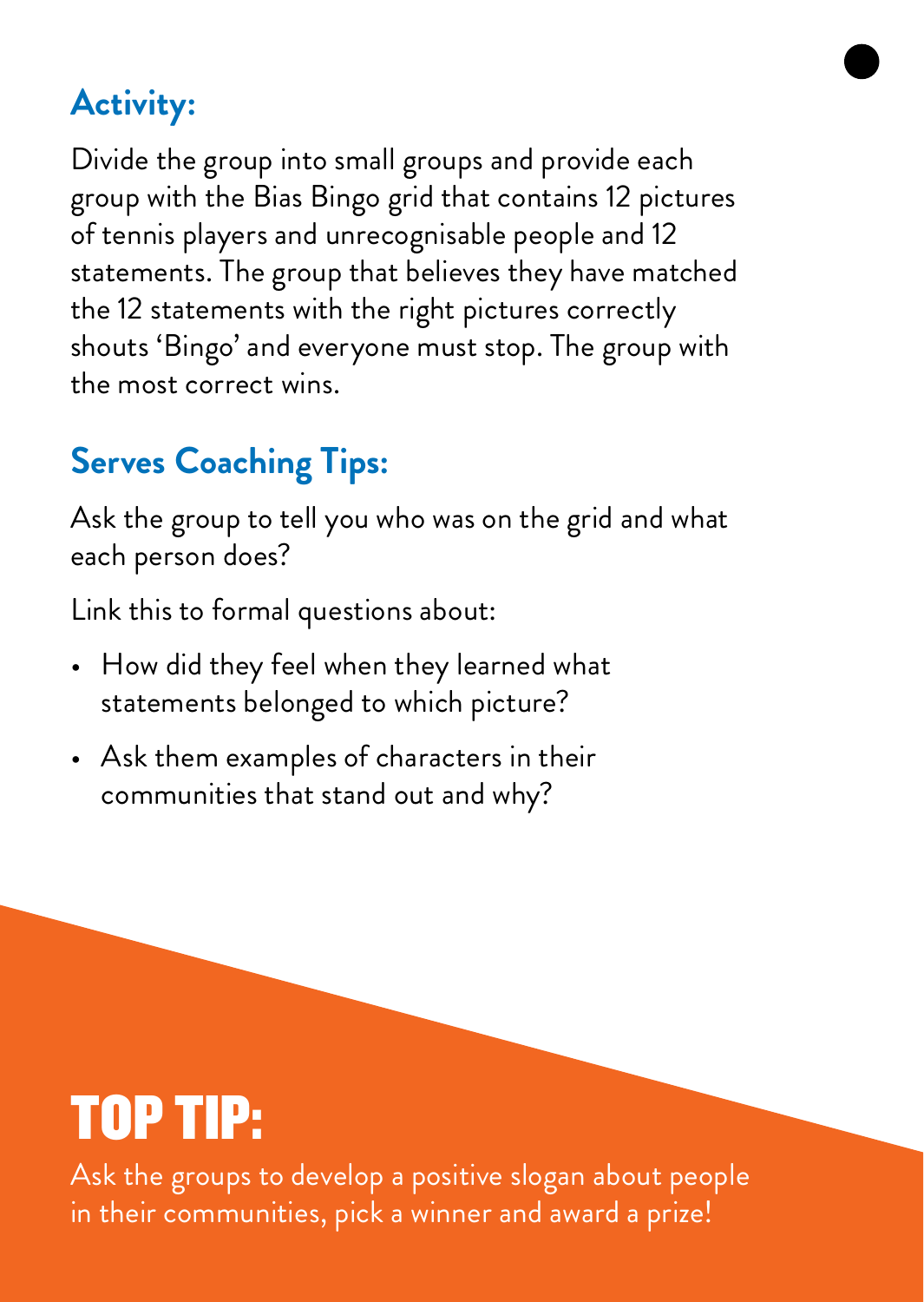## Activity:

Divide the group into small groups and provide each group with the Bias Bingo grid that contains 12 pictures of tennis players and unrecognisable people and 12 statements. The group that believes they have matched the 12 statements with the right pictures correctly shouts 'Bingo' and everyone must stop. The group with the most correct wins.

## Serves Coaching Tips:

Ask the group to tell you who was on the grid and what each person does?

Link this to formal questions about:

- How did they feel when they learned what statements belonged to which picture?
- Ask them examples of characters in their communities that stand out and why?

# TOP TIP:

Ask the groups to develop a positive slogan about people in their communities, pick a winner and award a prize!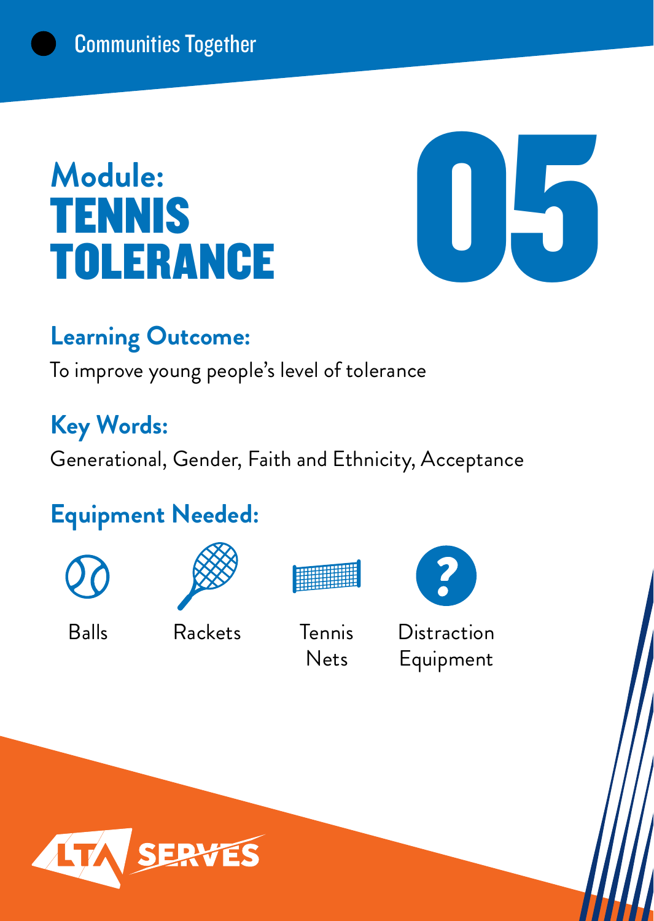Communities Together

# Module: TENNIS TOLERANCE

# 05

## Learning Outcome:

To improve young people's level of tolerance

## Key Words:

Generational, Gender, Faith and Ethnicity, Acceptance

## Equipment Needed:

- Balls
- Rackets
- Tennis Nets
- Distraction Equipment

LTA SERVES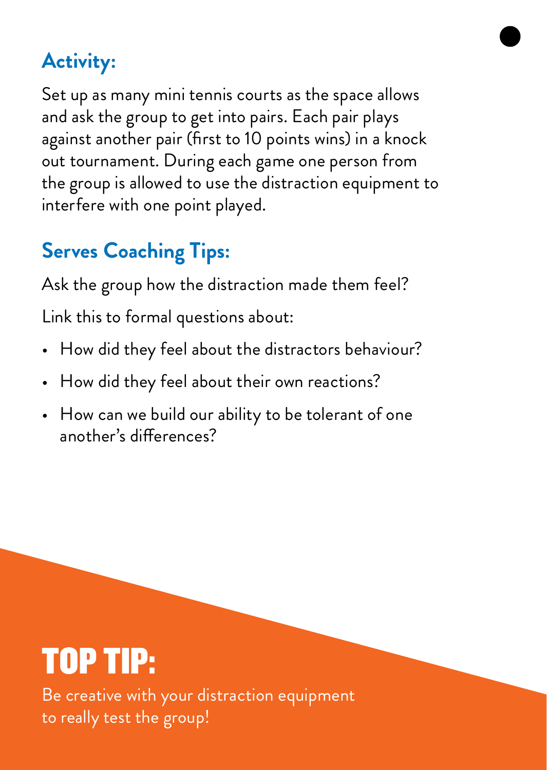## Activity:

Set up as many mini tennis courts as the space allows and ask the group to get into pairs. Each pair plays against another pair (first to 10 points wins) in a knock out tournament. During each game one person from the group is allowed to use the distraction equipment to interfere with one point played.

## Serves Coaching Tips:

Ask the group how the distraction made them feel?

Link this to formal questions about:

- How did they feel about the distractors behaviour?
- How did they feel about their own reactions?
- How can we build our ability to be tolerant of one another's differences?

## TOP TIP:

Be creative with your distraction equipment to really test the group!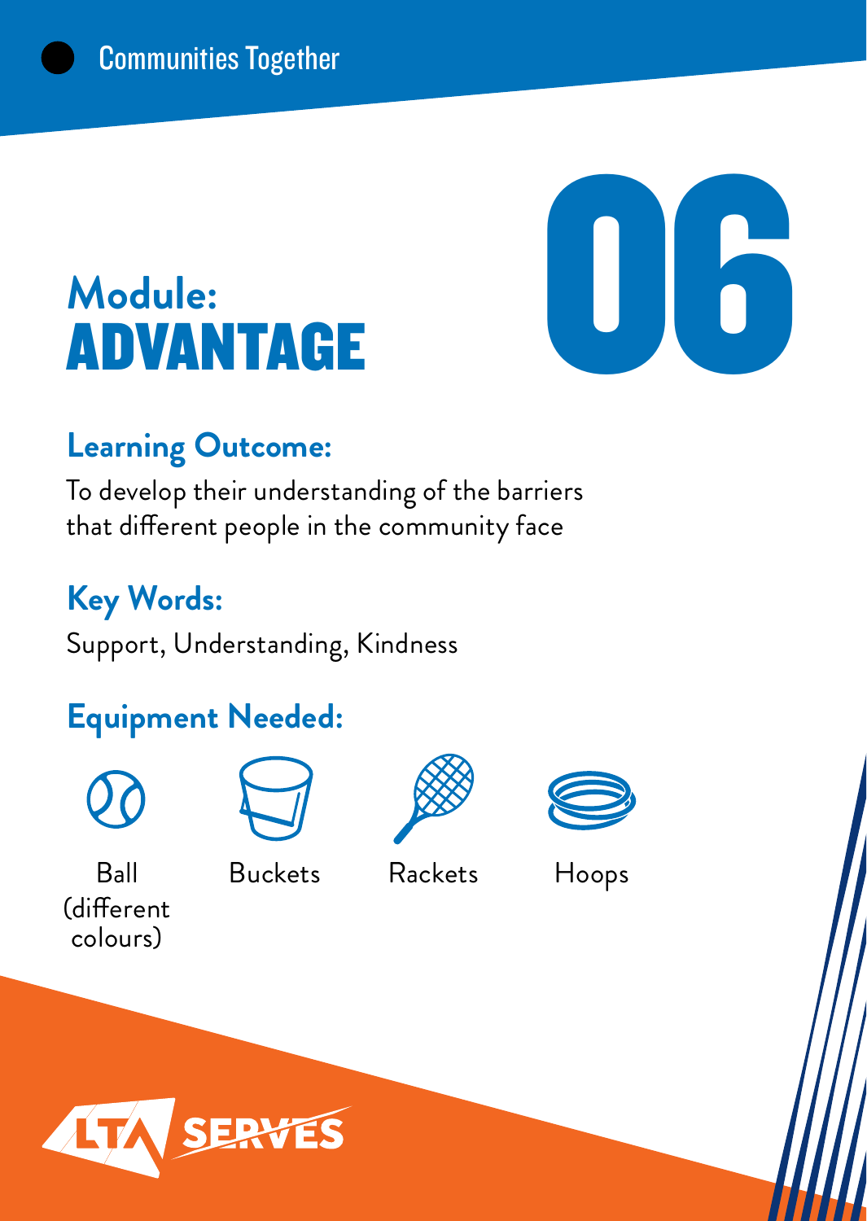Communities Together

# Module: ADVANTAGE

# 06

## Learning Outcome:

To develop their understanding of the barriers that different people in the community face

## Key Words:

Support, Understanding, Kindness

## Equipment Needed:

- Ball (different colours)
- Buckets
- Rackets
- Hoops

LTA SERVES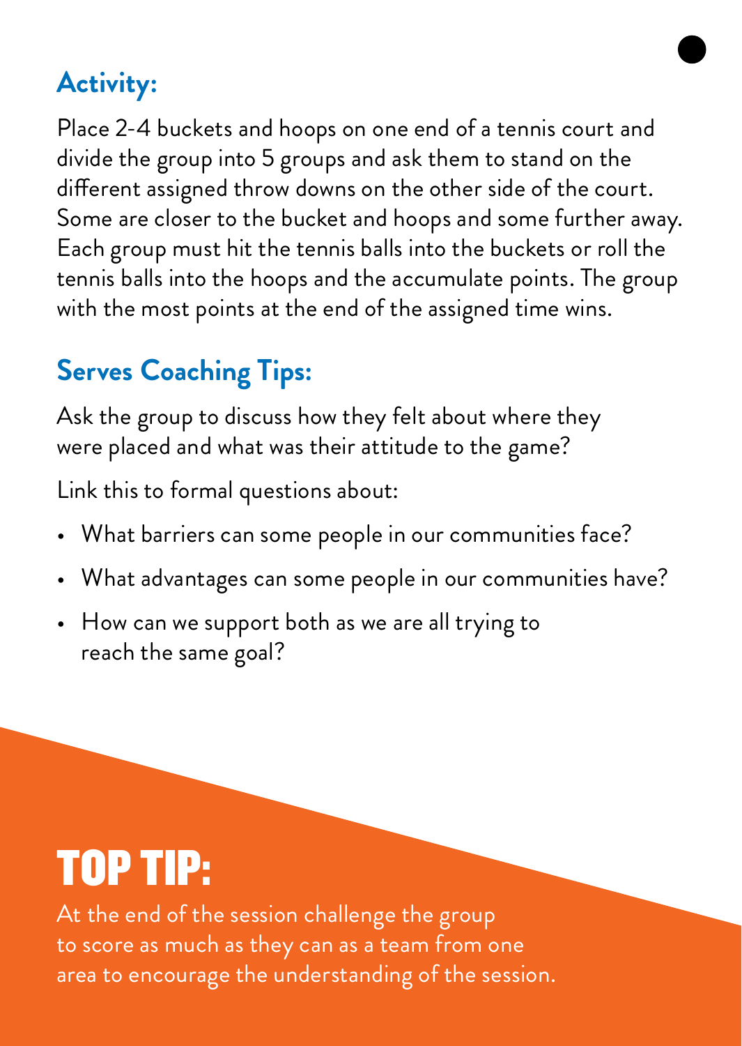## Activity:

Place 2-4 buckets and hoops on one end of a tennis court and divide the group into 5 groups and ask them to stand on the different assigned throw downs on the other side of the court. Some are closer to the bucket and hoops and some further away. Each group must hit the tennis balls into the buckets or roll the tennis balls into the hoops and the accumulate points. The group with the most points at the end of the assigned time wins.

## Serves Coaching Tips:

Ask the group to discuss how they felt about where they were placed and what was their attitude to the game?

Link this to formal questions about:

- What barriers can some people in our communities face?
- What advantages can some people in our communities have?
- How can we support both as we are all trying to reach the same goal?

# TOP TIP:

At the end of the session challenge the group to score as much as they can as a team from one area to encourage the understanding of the session.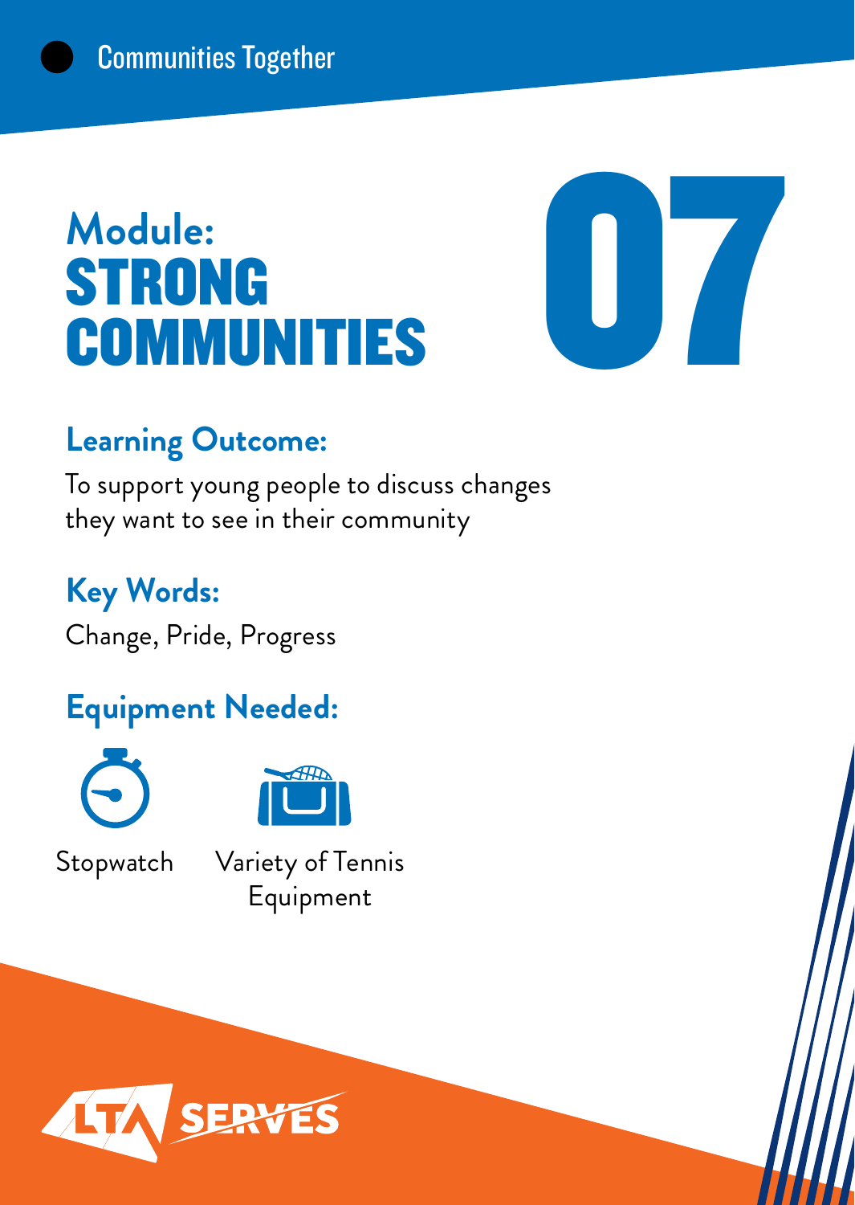Communities Together

# Module: STRONG COMMUNITIES

# 07

## Learning Outcome:

To support young people to discuss changes they want to see in their community

## Key Words:

Change, Pride, Progress

## Equipment Needed:

- Stopwatch
- Variety of Tennis Equipment

LTA SERVES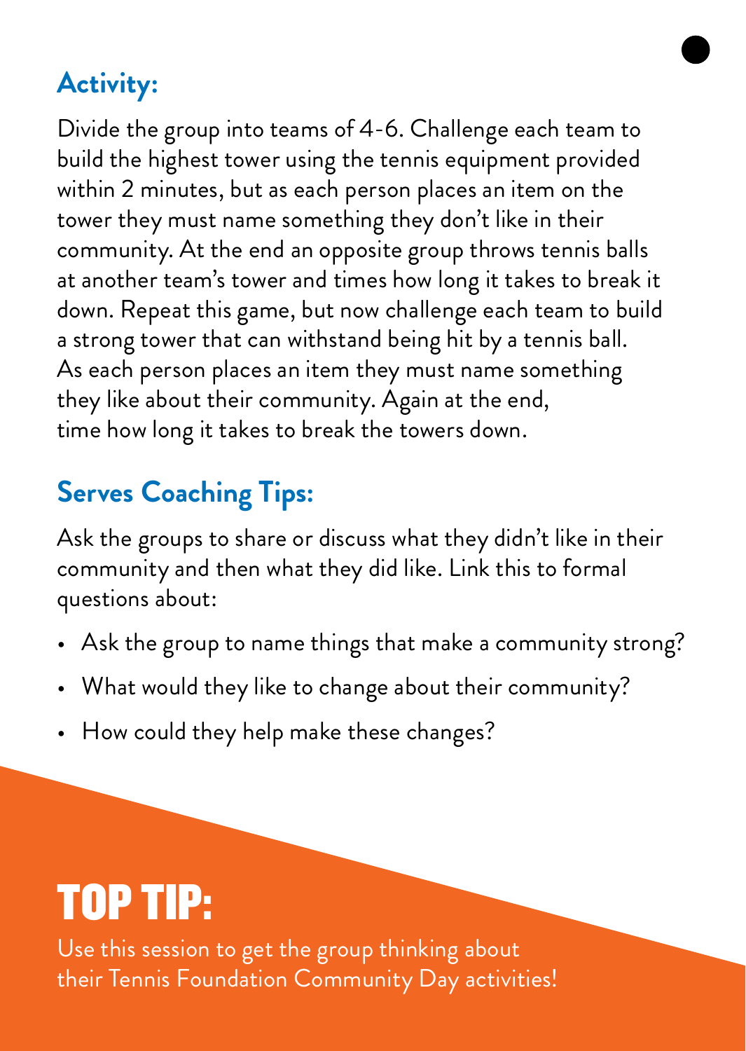## Activity:

Divide the group into teams of 4-6. Challenge each team to build the highest tower using the tennis equipment provided within 2 minutes, but as each person places an item on the tower they must name something they don't like in their community. At the end an opposite group throws tennis balls at another team's tower and times how long it takes to break it down. Repeat this game, but now challenge each team to build a strong tower that can withstand being hit by a tennis ball. As each person places an item they must name something they like about their community. Again at the end, time how long it takes to break the towers down.

## Serves Coaching Tips:

Ask the groups to share or discuss what they didn't like in their community and then what they did like. Link this to formal questions about:

- Ask the group to name things that make a community strong?
- What would they like to change about their community?
- How could they help make these changes?

# TOP TIP:

Use this session to get the group thinking about their Tennis Foundation Community Day activities!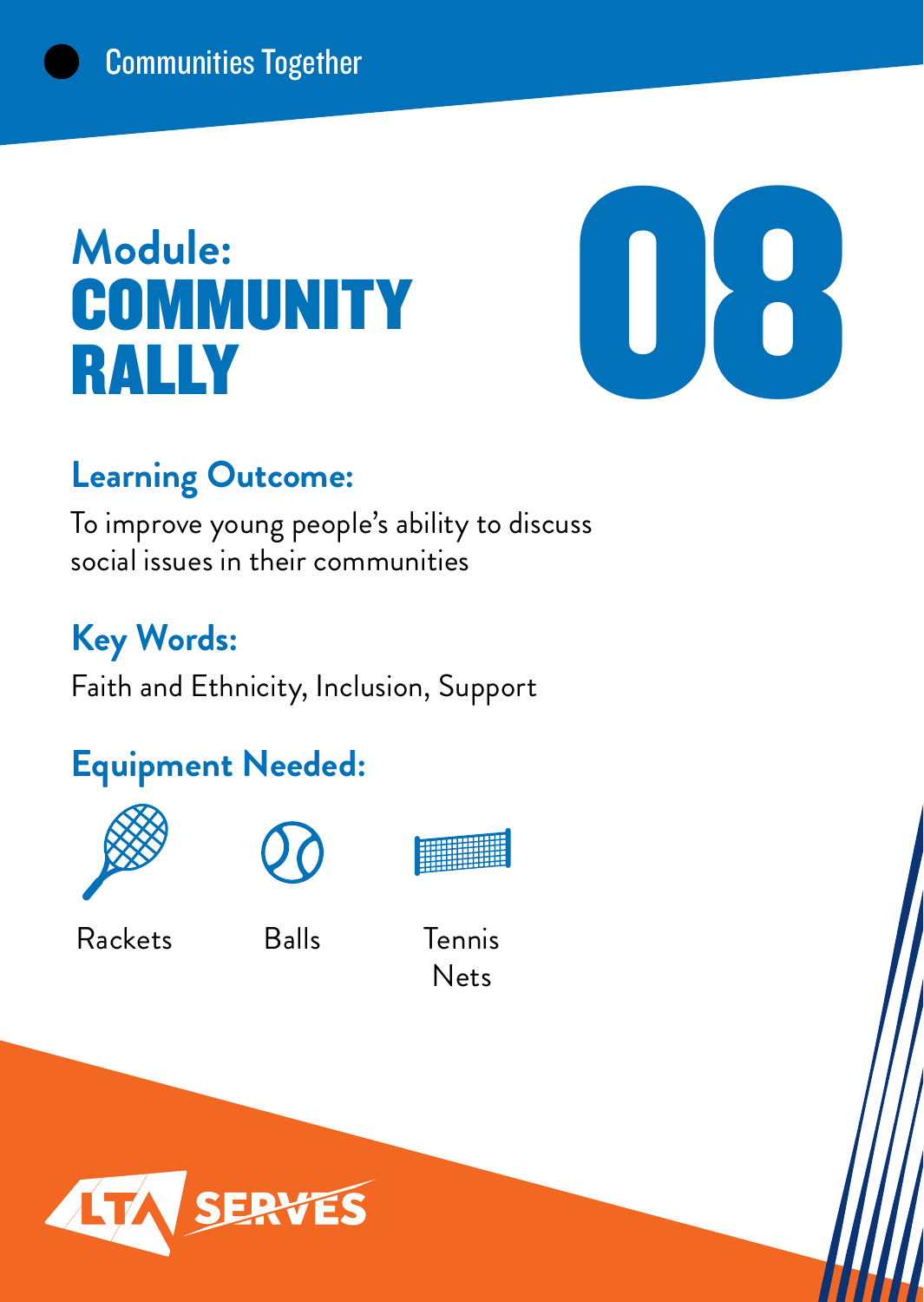Communities Together

# Module: COMMUNITY RALLY

# 08

## Learning Outcome:

To improve young people's ability to discuss social issues in their communities

## Key Words:

Faith and Ethnicity, Inclusion, Support

## Equipment Needed:

- Rackets
- Balls
- Tennis Nets

LTA SERVES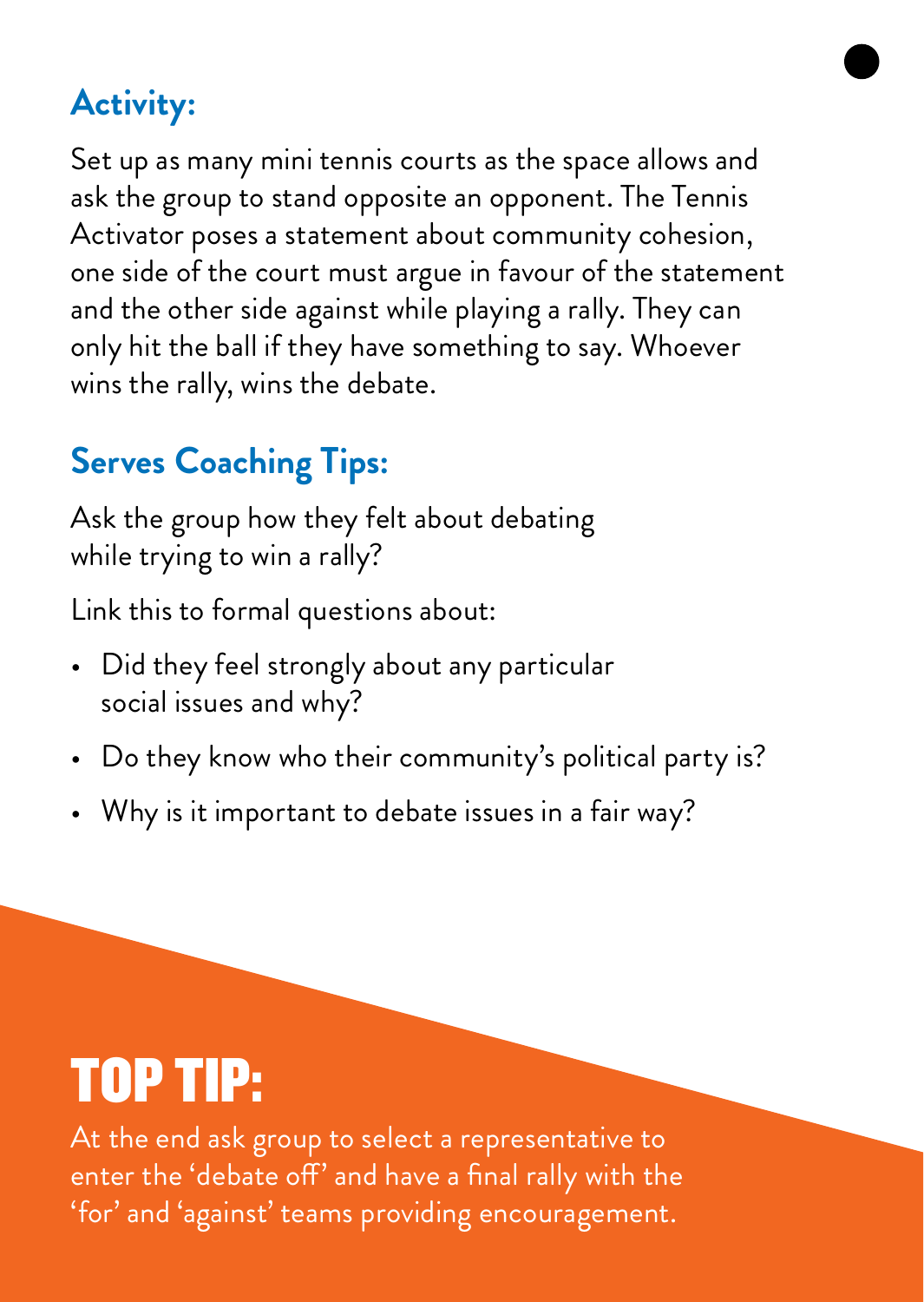## Activity:

Set up as many mini tennis courts as the space allows and ask the group to stand opposite an opponent. The Tennis Activator poses a statement about community cohesion, one side of the court must argue in favour of the statement and the other side against while playing a rally. They can only hit the ball if they have something to say. Whoever wins the rally, wins the debate.

## Serves Coaching Tips:

Ask the group how they felt about debating while trying to win a rally?

Link this to formal questions about:

- Did they feel strongly about any particular social issues and why?
- Do they know who their community's political party is?
- Why is it important to debate issues in a fair way?

# TOP TIP:

At the end ask group to select a representative to enter the 'debate off' and have a final rally with the 'for' and 'against' teams providing encouragement.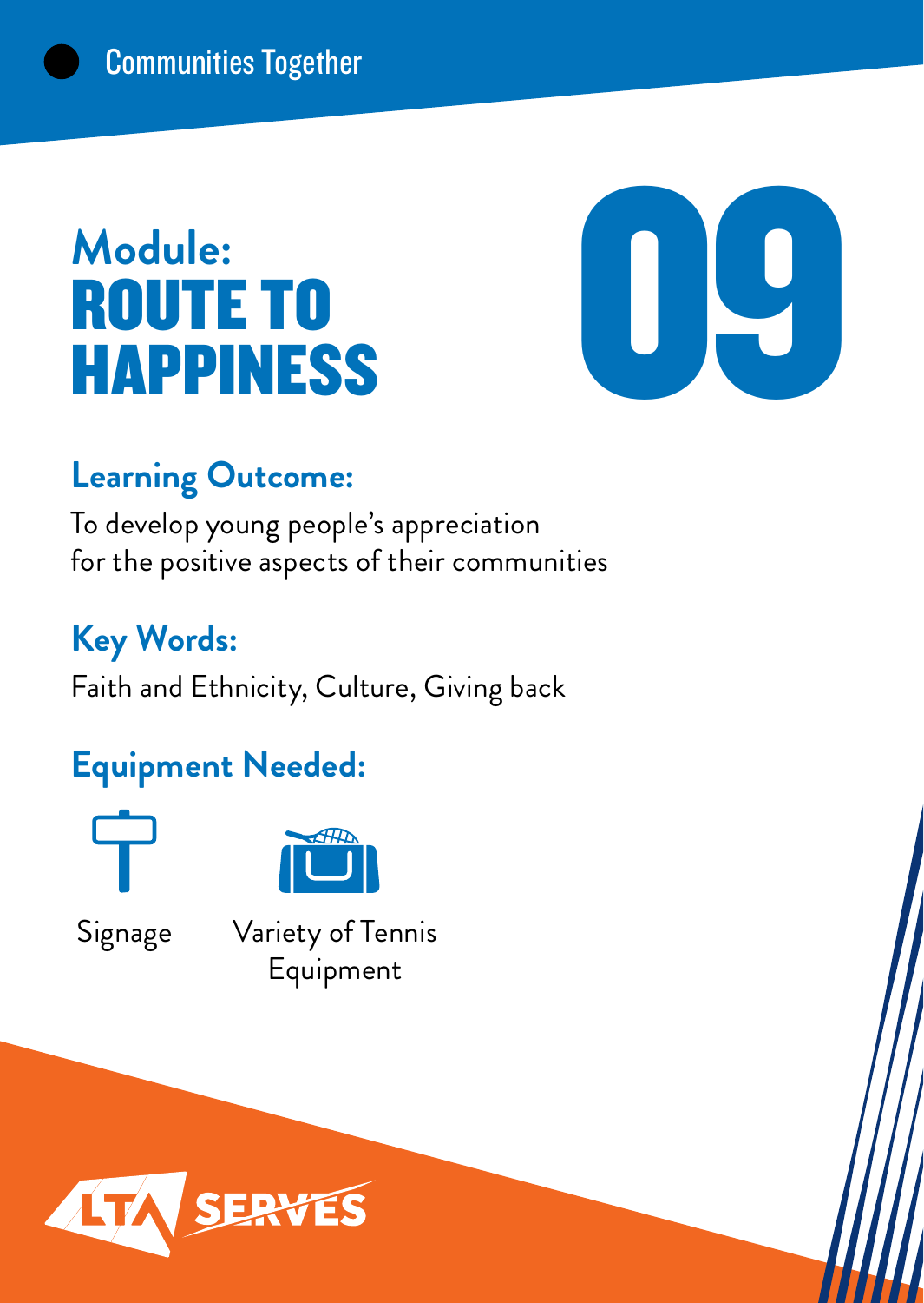Communities Together

# Module: ROUTE TO HAPPINESS

09

## Learning Outcome:

To develop young people's appreciation for the positive aspects of their communities

## Key Words:

Faith and Ethnicity, Culture, Giving back

## Equipment Needed:

- Signage
- Variety of Tennis Equipment

LTA SERVES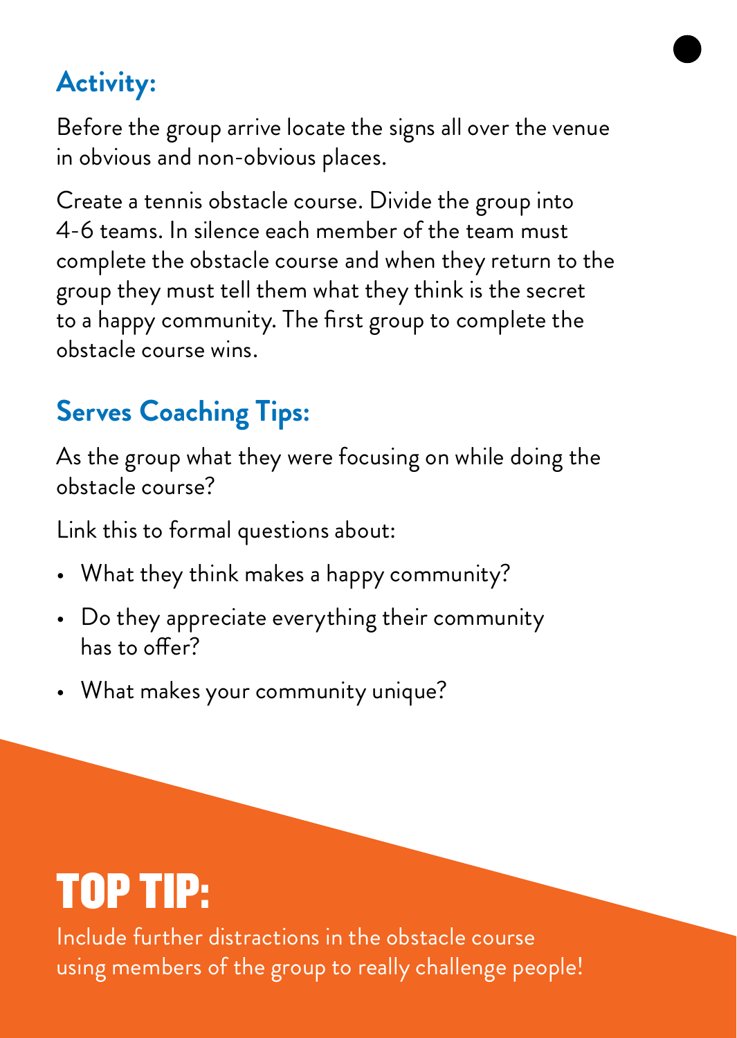## Activity:

Before the group arrive locate the signs all over the venue in obvious and non-obvious places.

Create a tennis obstacle course. Divide the group into 4-6 teams. In silence each member of the team must complete the obstacle course and when they return to the group they must tell them what they think is the secret to a happy community. The first group to complete the obstacle course wins.

## Serves Coaching Tips:

As the group what they were focusing on while doing the obstacle course?

Link this to formal questions about:

- What they think makes a happy community?
- Do they appreciate everything their community has to offer?
- What makes your community unique?

# TOP TIP:

Include further distractions in the obstacle course using members of the group to really challenge people!